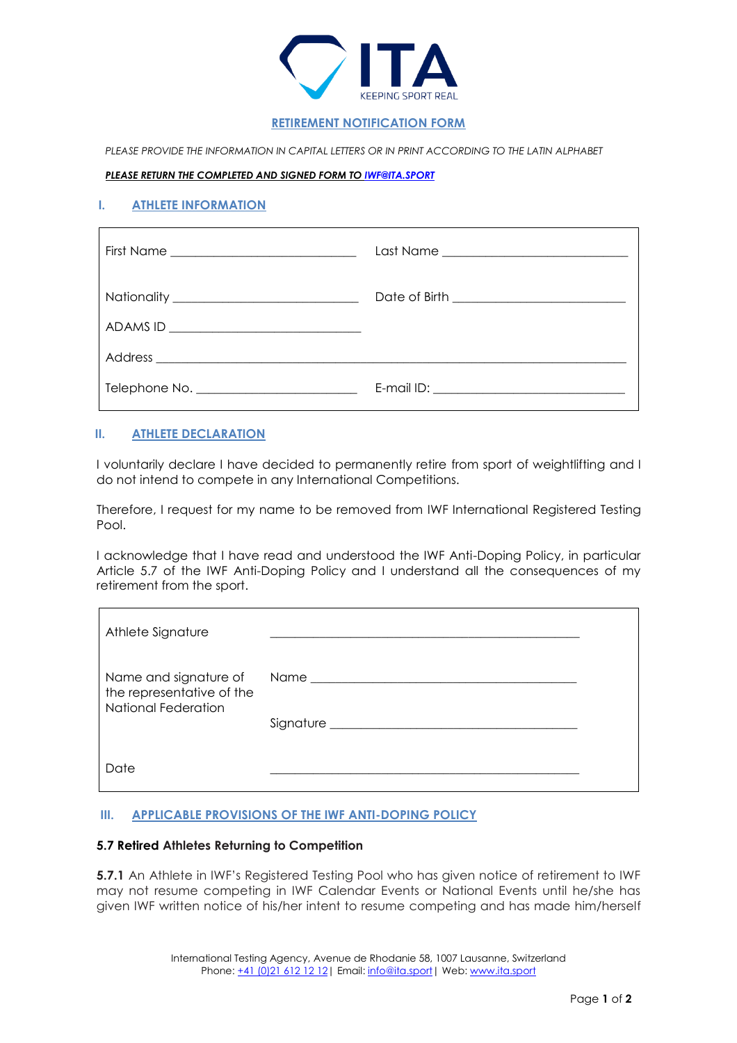ITA
KEEPING SPORT REAL

# RETIREMENT NOTIFICATION FORM

*PLEASE PROVIDE THE INFORMATION IN CAPITAL LETTERS OR IN PRINT ACCORDING TO THE LATIN ALPHABET*

***PLEASE RETURN THE COMPLETED AND SIGNED FORM TO IWF@ITA.SPORT***

## I. ATHLETE INFORMATION

| | |
|---|---|
| First Name ______________________ | Last Name ______________________ |
| Nationality ______________________ | Date of Birth ______________________ |
| ADAMS ID ______________________ | |
| Address ______________________________________________ | |
| Telephone No. ______________________ | E-mail ID: ______________________ |

## II. ATHLETE DECLARATION

I voluntarily declare I have decided to permanently retire from sport of weightlifting and I do not intend to compete in any International Competitions.

Therefore, I request for my name to be removed from IWF International Registered Testing Pool.

I acknowledge that I have read and understood the IWF Anti-Doping Policy, in particular Article 5.7 of the IWF Anti-Doping Policy and I understand all the consequences of my retirement from the sport.

| | |
|---|---|
| Athlete Signature | ______________________________ |
| Name and signature of the representative of the National Federation | Name ______________________________ |
| | Signature ______________________________ |
| Date | ______________________________ |

## III. APPLICABLE PROVISIONS OF THE IWF ANTI-DOPING POLICY

### 5.7 Retired Athletes Returning to Competition

**5.7.1** An Athlete in IWF's Registered Testing Pool who has given notice of retirement to IWF may not resume competing in IWF Calendar Events or National Events until he/she has given IWF written notice of his/her intent to resume competing and has made him/herself

International Testing Agency, Avenue de Rhodanie 58, 1007 Lausanne, Switzerland
Phone: +41 (0)21 612 12 12 | Email: info@ita.sport | Web: www.ita.sport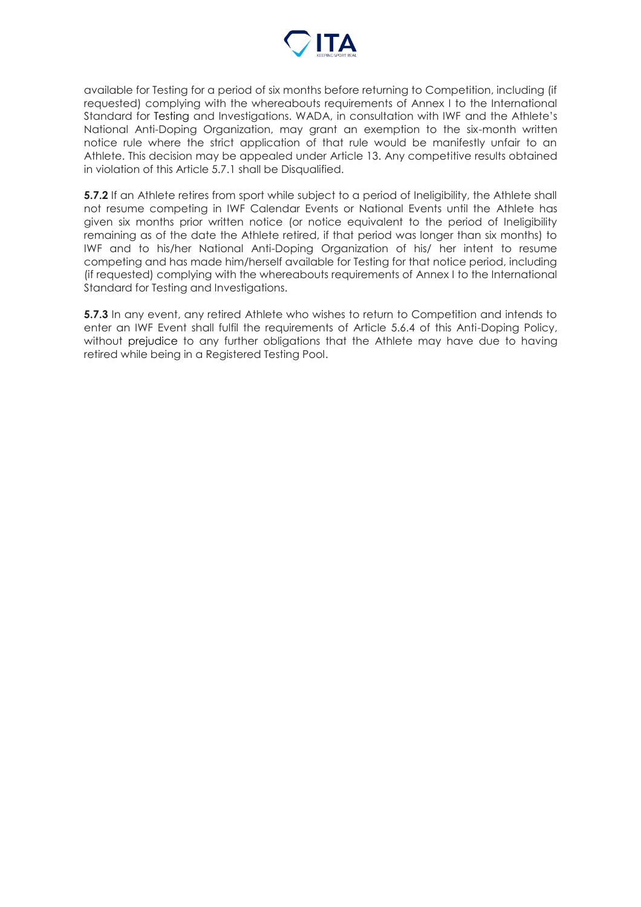available for Testing for a period of six months before returning to Competition, including (if requested) complying with the whereabouts requirements of Annex I to the International Standard for Testing and Investigations. WADA, in consultation with IWF and the Athlete's National Anti-Doping Organization, may grant an exemption to the six-month written notice rule where the strict application of that rule would be manifestly unfair to an Athlete. This decision may be appealed under Article 13. Any competitive results obtained in violation of this Article 5.7.1 shall be Disqualified.

**5.7.2** If an Athlete retires from sport while subject to a period of Ineligibility, the Athlete shall not resume competing in IWF Calendar Events or National Events until the Athlete has given six months prior written notice (or notice equivalent to the period of Ineligibility remaining as of the date the Athlete retired, if that period was longer than six months) to IWF and to his/her National Anti-Doping Organization of his/ her intent to resume competing and has made him/herself available for Testing for that notice period, including (if requested) complying with the whereabouts requirements of Annex I to the International Standard for Testing and Investigations.

**5.7.3** In any event, any retired Athlete who wishes to return to Competition and intends to enter an IWF Event shall fulfil the requirements of Article 5.6.4 of this Anti-Doping Policy, without prejudice to any further obligations that the Athlete may have due to having retired while being in a Registered Testing Pool.